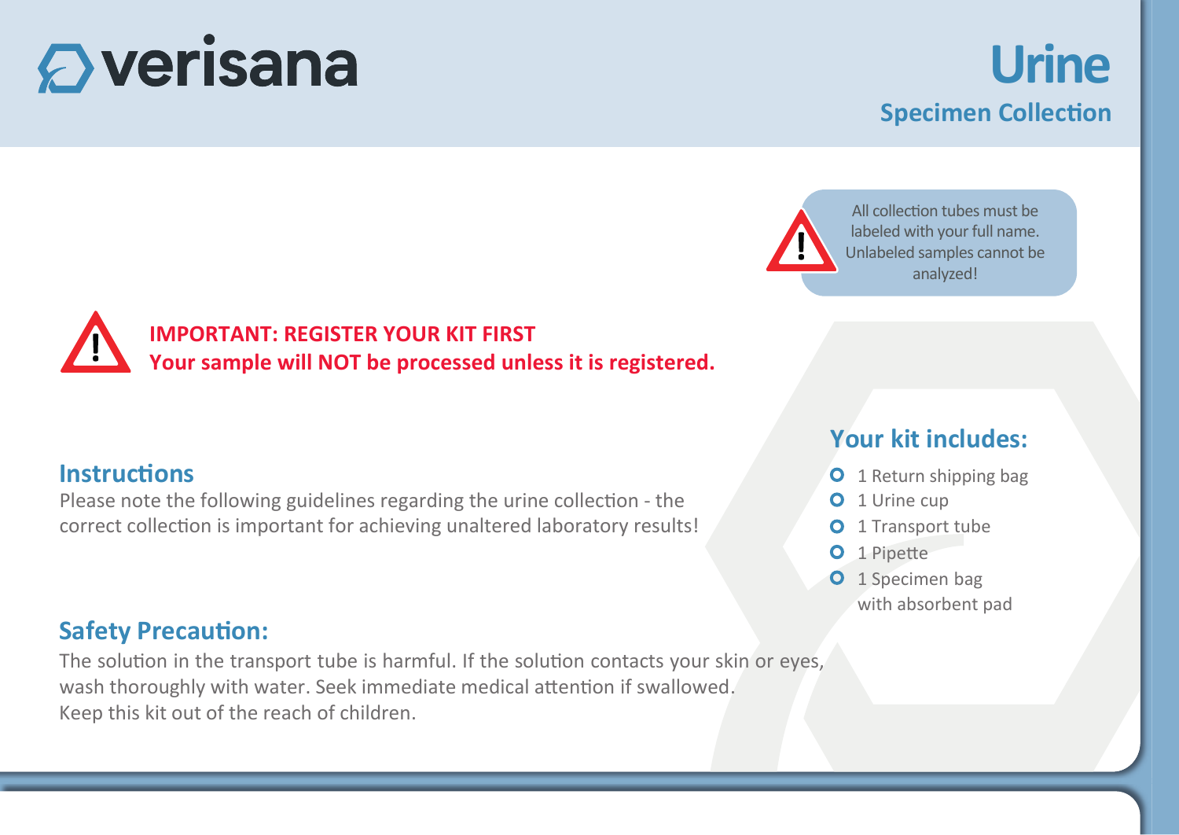# verisana

# Urine

## Specimen Collection

All collection tubes must be labeled with your full name. Unlabeled samples cannot be analyzed!

**IMPORTANT: REGISTER YOUR KIT FIRST**
**Your sample will NOT be processed unless it is registered.**

### Instructions

Please note the following guidelines regarding the urine collection - the correct collection is important for achieving unaltered laboratory results!

### Your kit includes:

- 1 Return shipping bag
- 1 Urine cup
- 1 Transport tube
- 1 Pipette
- 1 Specimen bag with absorbent pad

### Safety Precaution:

The solution in the transport tube is harmful. If the solution contacts your skin or eyes, wash thoroughly with water. Seek immediate medical attention if swallowed.
Keep this kit out of the reach of children.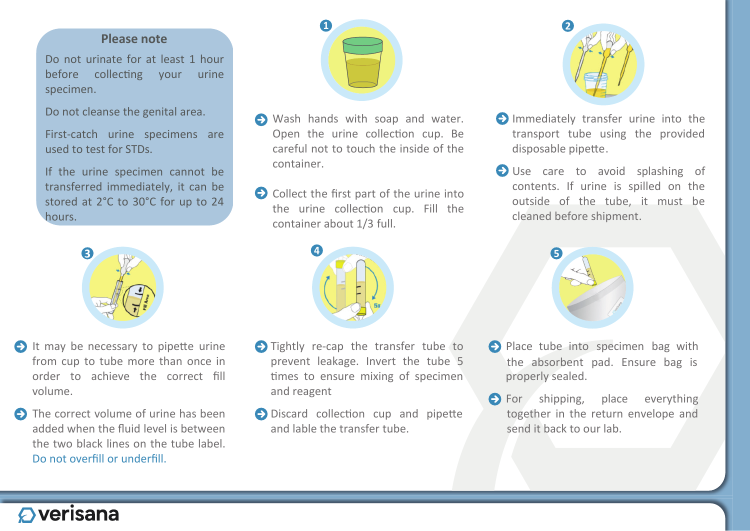## Please note

Do not urinate for at least 1 hour before collecting your urine specimen.

Do not cleanse the genital area.

First-catch urine specimens are used to test for STDs.

If the urine specimen cannot be transferred immediately, it can be stored at 2°C to 30°C for up to 24 hours.

### 1

- Wash hands with soap and water. Open the urine collection cup. Be careful not to touch the inside of the container.
- Collect the first part of the urine into the urine collection cup. Fill the container about 1/3 full.

### 2

- Immediately transfer urine into the transport tube using the provided disposable pipette.
- Use care to avoid splashing of contents. If urine is spilled on the outside of the tube, it must be cleaned before shipment.

### 3

- It may be necessary to pipette urine from cup to tube more than once in order to achieve the correct fill volume.
- The correct volume of urine has been added when the fluid level is between the two black lines on the tube label. Do not overfill or underfill.

### 4

- Tightly re-cap the transfer tube to prevent leakage. Invert the tube 5 times to ensure mixing of specimen and reagent
- Discard collection cup and pipette and lable the transfer tube.

### 5

- Place tube into specimen bag with the absorbent pad. Ensure bag is properly sealed.
- For shipping, place everything together in the return envelope and send it back to our lab.

verisana